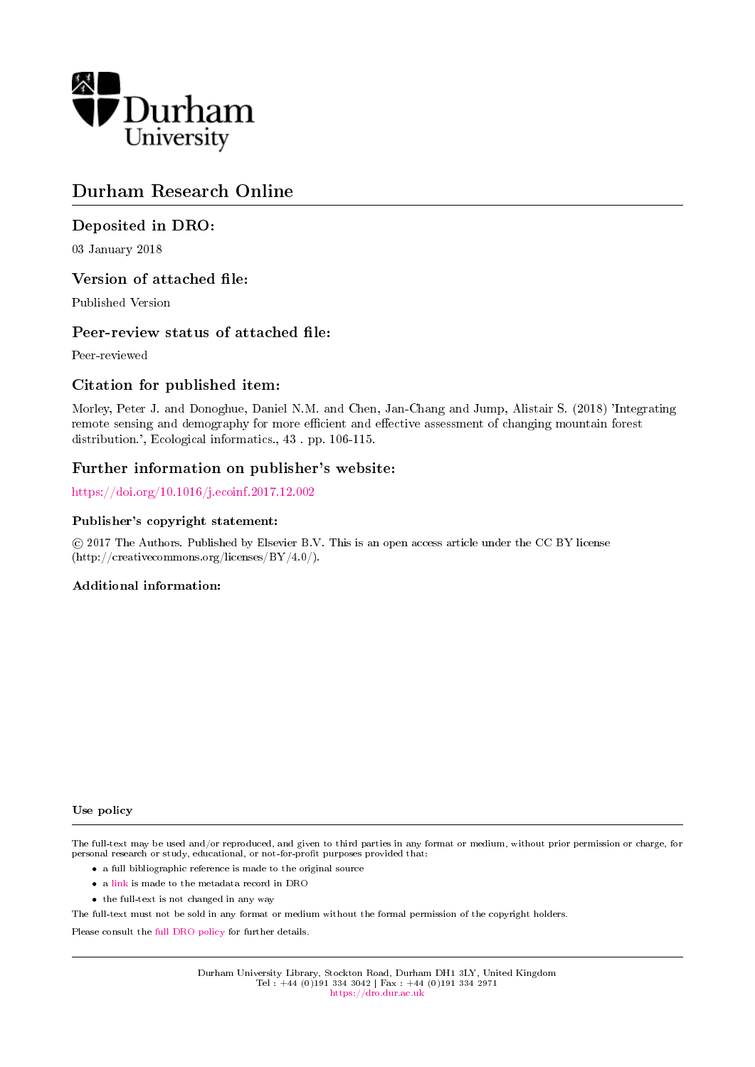Durham University

# Durham Research Online

## Deposited in DRO:

03 January 2018

## Version of attached file:

Published Version

## Peer-review status of attached file:

Peer-reviewed

## Citation for published item:

Morley, Peter J. and Donoghue, Daniel N.M. and Chen, Jan-Chang and Jump, Alistair S. (2018) 'Integrating remote sensing and demography for more efficient and effective assessment of changing mountain forest distribution.', Ecological informatics., 43 . pp. 106-115.

## Further information on publisher's website:

https://doi.org/10.1016/j.ecoinf.2017.12.002

### Publisher's copyright statement:

© 2017 The Authors. Published by Elsevier B.V. This is an open access article under the CC BY license (http://creativecommons.org/licenses/BY/4.0/).

### Additional information:

### Use policy

The full-text may be used and/or reproduced, and given to third parties in any format or medium, without prior permission or charge, for personal research or study, educational, or not-for-profit purposes provided that:

- a full bibliographic reference is made to the original source
- a link is made to the metadata record in DRO
- the full-text is not changed in any way

The full-text must not be sold in any format or medium without the formal permission of the copyright holders.

Please consult the full DRO policy for further details.

Durham University Library, Stockton Road, Durham DH1 3LY, United Kingdom
Tel : +44 (0)191 334 3042 | Fax : +44 (0)191 334 2971
https://dro.dur.ac.uk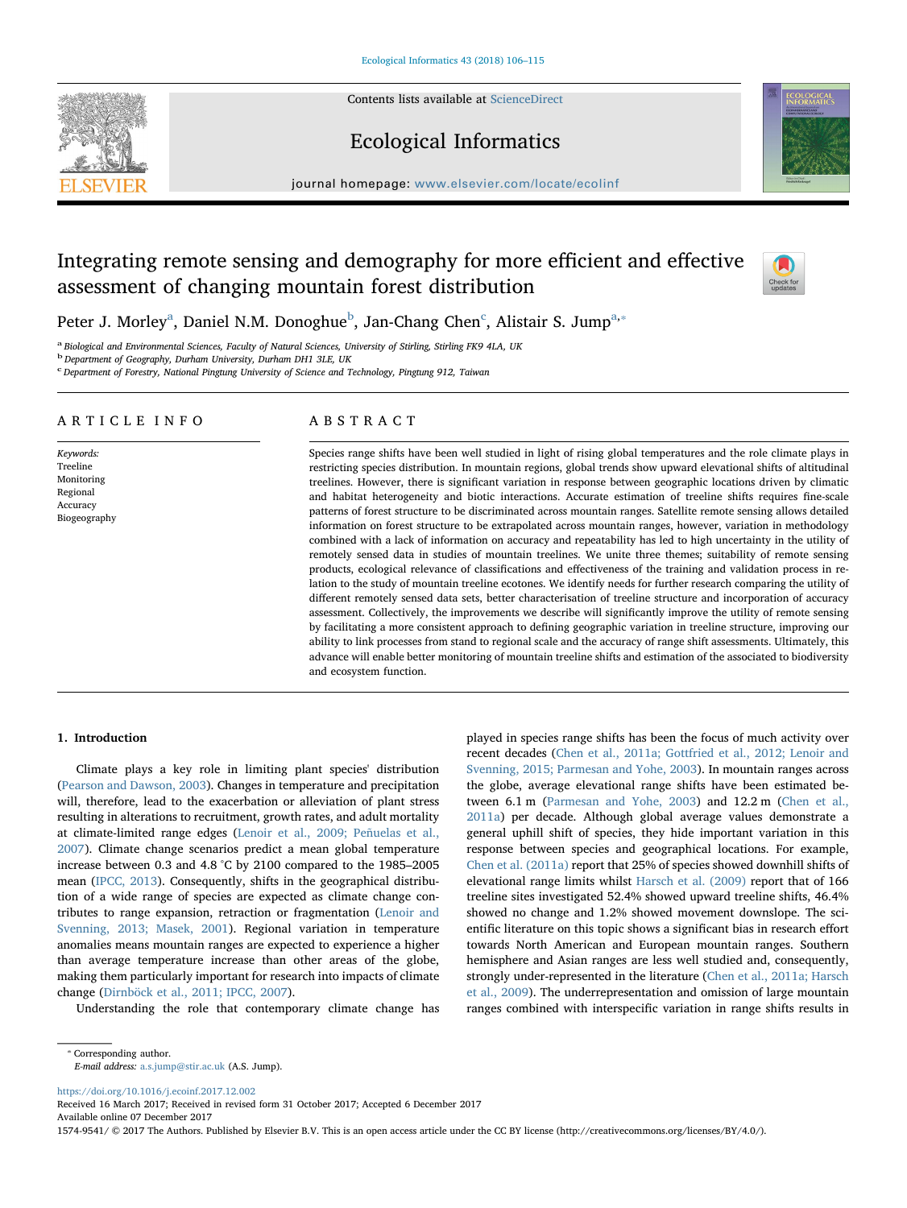# Integrating remote sensing and demography for more efficient and effective assessment of changing mountain forest distribution

Peter J. Morley[a], Daniel N.M. Donoghue[b], Jan-Chang Chen[c], Alistair S. Jump[a,*]

[a] Biological and Environmental Sciences, Faculty of Natural Sciences, University of Stirling, Stirling FK9 4LA, UK
[b] Department of Geography, Durham University, Durham DH1 3LE, UK
[c] Department of Forestry, National Pingtung University of Science and Technology, Pingtung 912, Taiwan

## ARTICLE INFO

*Keywords:*
Treeline
Monitoring
Regional
Accuracy
Biogeography

## ABSTRACT

Species range shifts have been well studied in light of rising global temperatures and the role climate plays in restricting species distribution. In mountain regions, global trends show upward elevational shifts of altitudinal treelines. However, there is significant variation in response between geographic locations driven by climatic and habitat heterogeneity and biotic interactions. Accurate estimation of treeline shifts requires fine-scale patterns of forest structure to be discriminated across mountain ranges. Satellite remote sensing allows detailed information on forest structure to be extrapolated across mountain ranges, however, variation in methodology combined with a lack of information on accuracy and repeatability has led to high uncertainty in the utility of remotely sensed data in studies of mountain treelines. We unite three themes; suitability of remote sensing products, ecological relevance of classifications and effectiveness of the training and validation process in relation to the study of mountain treeline ecotones. We identify needs for further research comparing the utility of different remotely sensed data sets, better characterisation of treeline structure and incorporation of accuracy assessment. Collectively, the improvements we describe will significantly improve the utility of remote sensing by facilitating a more consistent approach to defining geographic variation in treeline structure, improving our ability to link processes from stand to regional scale and the accuracy of range shift assessments. Ultimately, this advance will enable better monitoring of mountain treeline shifts and estimation of the associated to biodiversity and ecosystem function.

## 1. Introduction

Climate plays a key role in limiting plant species' distribution (Pearson and Dawson, 2003). Changes in temperature and precipitation will, therefore, lead to the exacerbation or alleviation of plant stress resulting in alterations to recruitment, growth rates, and adult mortality at climate-limited range edges (Lenoir et al., 2009; Peñuelas et al., 2007). Climate change scenarios predict a mean global temperature increase between 0.3 and 4.8 °C by 2100 compared to the 1985–2005 mean (IPCC, 2013). Consequently, shifts in the geographical distribution of a wide range of species are expected as climate change contributes to range expansion, retraction or fragmentation (Lenoir and Svenning, 2013; Masek, 2001). Regional variation in temperature anomalies means mountain ranges are expected to experience a higher than average temperature increase than other areas of the globe, making them particularly important for research into impacts of climate change (Dirnböck et al., 2011; IPCC, 2007).

Understanding the role that contemporary climate change has played in species range shifts has been the focus of much activity over recent decades (Chen et al., 2011a; Gottfried et al., 2012; Lenoir and Svenning, 2015; Parmesan and Yohe, 2003). In mountain ranges across the globe, average elevational range shifts have been estimated between 6.1 m (Parmesan and Yohe, 2003) and 12.2 m (Chen et al., 2011a) per decade. Although global average values demonstrate a general uphill shift of species, they hide important variation in this response between species and geographical locations. For example, Chen et al. (2011a) report that 25% of species showed downhill shifts of elevational range limits whilst Harsch et al. (2009) report that of 166 treeline sites investigated 52.4% showed upward treeline shifts, 46.4% showed no change and 1.2% showed movement downslope. The scientific literature on this topic shows a significant bias in research effort towards North American and European mountain ranges. Southern hemisphere and Asian ranges are less well studied and, consequently, strongly under-represented in the literature (Chen et al., 2011a; Harsch et al., 2009). The underrepresentation and omission of large mountain ranges combined with interspecific variation in range shifts results in

---

* Corresponding author.
*E-mail address:* a.s.jump@stir.ac.uk (A.S. Jump).

https://doi.org/10.1016/j.ecoinf.2017.12.002
Received 16 March 2017; Received in revised form 31 October 2017; Accepted 6 December 2017
Available online 07 December 2017
1574-9541/ © 2017 The Authors. Published by Elsevier B.V. This is an open access article under the CC BY license (http://creativecommons.org/licenses/BY/4.0/).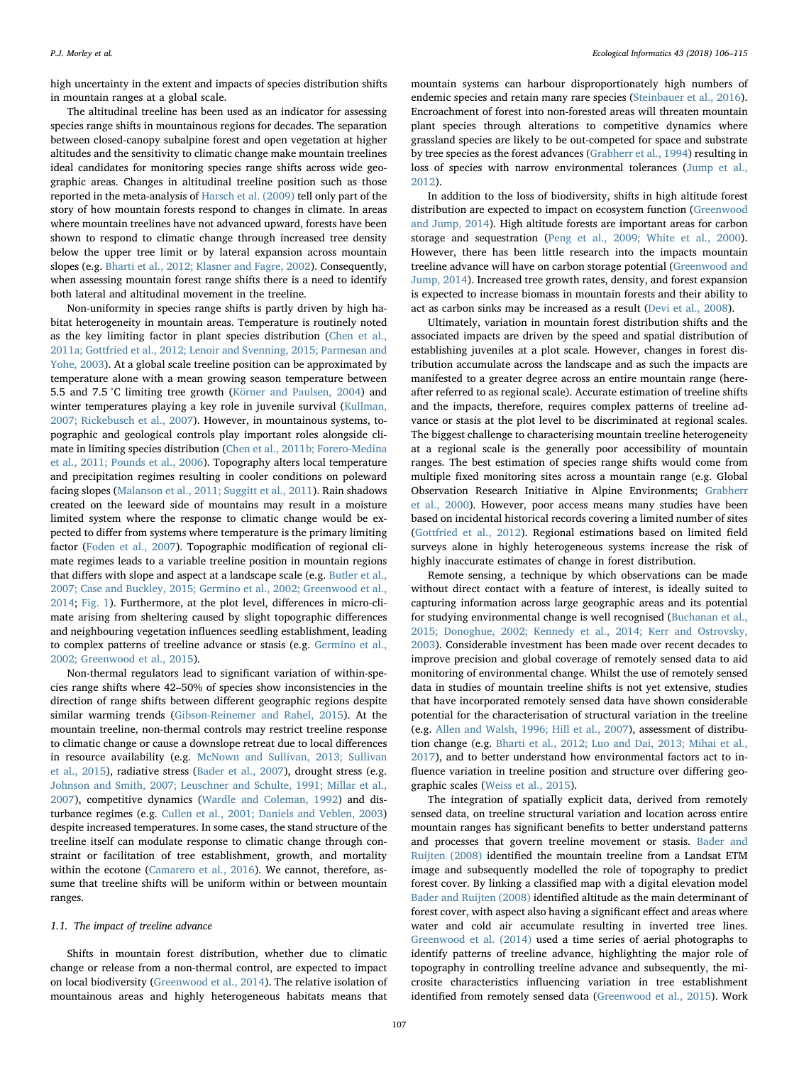high uncertainty in the extent and impacts of species distribution shifts in mountain ranges at a global scale.

The altitudinal treeline has been used as an indicator for assessing species range shifts in mountainous regions for decades. The separation between closed-canopy subalpine forest and open vegetation at higher altitudes and the sensitivity to climatic change make mountain treelines ideal candidates for monitoring species range shifts across wide geographic areas. Changes in altitudinal treeline position such as those reported in the meta-analysis of Harsch et al. (2009) tell only part of the story of how mountain forests respond to changes in climate. In areas where mountain treelines have not advanced upward, forests have been shown to respond to climatic change through increased tree density below the upper tree limit or by lateral expansion across mountain slopes (e.g. Bharti et al., 2012; Klasner and Fagre, 2002). Consequently, when assessing mountain forest range shifts there is a need to identify both lateral and altitudinal movement in the treeline.

Non-uniformity in species range shifts is partly driven by high habitat heterogeneity in mountain areas. Temperature is routinely noted as the key limiting factor in plant species distribution (Chen et al., 2011a; Gottfried et al., 2012; Lenoir and Svenning, 2015; Parmesan and Yohe, 2003). At a global scale treeline position can be approximated by temperature alone with a mean growing season temperature between 5.5 and 7.5 °C limiting tree growth (Körner and Paulsen, 2004) and winter temperatures playing a key role in juvenile survival (Kullman, 2007; Rickebusch et al., 2007). However, in mountainous systems, topographic and geological controls play important roles alongside climate in limiting species distribution (Chen et al., 2011b; Forero-Medina et al., 2011; Pounds et al., 2006). Topography alters local temperature and precipitation regimes resulting in cooler conditions on poleward facing slopes (Malanson et al., 2011; Suggitt et al., 2011). Rain shadows created on the leeward side of mountains may result in a moisture limited system where the response to climatic change would be expected to differ from systems where temperature is the primary limiting factor (Foden et al., 2007). Topographic modification of regional climate regimes leads to a variable treeline position in mountain regions that differs with slope and aspect at a landscape scale (e.g. Butler et al., 2007; Case and Buckley, 2015; Germino et al., 2002; Greenwood et al., 2014; Fig. 1). Furthermore, at the plot level, differences in micro-climate arising from sheltering caused by slight topographic differences and neighbouring vegetation influences seedling establishment, leading to complex patterns of treeline advance or stasis (e.g. Germino et al., 2002; Greenwood et al., 2015).

Non-thermal regulators lead to significant variation of within-species range shifts where 42–50% of species show inconsistencies in the direction of range shifts between different geographic regions despite similar warming trends (Gibson-Reinemer and Rahel, 2015). At the mountain treeline, non-thermal controls may restrict treeline response to climatic change or cause a downslope retreat due to local differences in resource availability (e.g. McNown and Sullivan, 2013; Sullivan et al., 2015), radiative stress (Bader et al., 2007), drought stress (e.g. Johnson and Smith, 2007; Leuschner and Schulte, 1991; Millar et al., 2007), competitive dynamics (Wardle and Coleman, 1992) and disturbance regimes (e.g. Cullen et al., 2001; Daniels and Veblen, 2003) despite increased temperatures. In some cases, the stand structure of the treeline itself can modulate response to climatic change through constraint or facilitation of tree establishment, growth, and mortality within the ecotone (Camarero et al., 2016). We cannot, therefore, assume that treeline shifts will be uniform within or between mountain ranges.

### 1.1. The impact of treeline advance

Shifts in mountain forest distribution, whether due to climatic change or release from a non-thermal control, are expected to impact on local biodiversity (Greenwood et al., 2014). The relative isolation of mountainous areas and highly heterogeneous habitats means that mountain systems can harbour disproportionately high numbers of endemic species and retain many rare species (Steinbauer et al., 2016). Encroachment of forest into non-forested areas will threaten mountain plant species through alterations to competitive dynamics where grassland species are likely to be out-competed for space and substrate by tree species as the forest advances (Grabherr et al., 1994) resulting in loss of species with narrow environmental tolerances (Jump et al., 2012).

In addition to the loss of biodiversity, shifts in high altitude forest distribution are expected to impact on ecosystem function (Greenwood and Jump, 2014). High altitude forests are important areas for carbon storage and sequestration (Peng et al., 2009; White et al., 2000). However, there has been little research into the impacts mountain treeline advance will have on carbon storage potential (Greenwood and Jump, 2014). Increased tree growth rates, density, and forest expansion is expected to increase biomass in mountain forests and their ability to act as carbon sinks may be increased as a result (Devi et al., 2008).

Ultimately, variation in mountain forest distribution shifts and the associated impacts are driven by the speed and spatial distribution of establishing juveniles at a plot scale. However, changes in forest distribution accumulate across the landscape and as such the impacts are manifested to a greater degree across an entire mountain range (hereafter referred to as regional scale). Accurate estimation of treeline shifts and the impacts, therefore, requires complex patterns of treeline advance or stasis at the plot level to be discriminated at regional scales. The biggest challenge to characterising mountain treeline heterogeneity at a regional scale is the generally poor accessibility of mountain ranges. The best estimation of species range shifts would come from multiple fixed monitoring sites across a mountain range (e.g. Global Observation Research Initiative in Alpine Environments; Grabherr et al., 2000). However, poor access means many studies have been based on incidental historical records covering a limited number of sites (Gottfried et al., 2012). Regional estimations based on limited field surveys alone in highly heterogeneous systems increase the risk of highly inaccurate estimates of change in forest distribution.

Remote sensing, a technique by which observations can be made without direct contact with a feature of interest, is ideally suited to capturing information across large geographic areas and its potential for studying environmental change is well recognised (Buchanan et al., 2015; Donoghue, 2002; Kennedy et al., 2014; Kerr and Ostrovsky, 2003). Considerable investment has been made over recent decades to improve precision and global coverage of remotely sensed data to aid monitoring of environmental change. Whilst the use of remotely sensed data in studies of mountain treeline shifts is not yet extensive, studies that have incorporated remotely sensed data have shown considerable potential for the characterisation of structural variation in the treeline (e.g. Allen and Walsh, 1996; Hill et al., 2007), assessment of distribution change (e.g. Bharti et al., 2012; Luo and Dai, 2013; Mihai et al., 2017), and to better understand how environmental factors act to influence variation in treeline position and structure over differing geographic scales (Weiss et al., 2015).

The integration of spatially explicit data, derived from remotely sensed data, on treeline structural variation and location across entire mountain ranges has significant benefits to better understand patterns and processes that govern treeline movement or stasis. Bader and Ruijten (2008) identified the mountain treeline from a Landsat ETM image and subsequently modelled the role of topography to predict forest cover. By linking a classified map with a digital elevation model Bader and Ruijten (2008) identified altitude as the main determinant of forest cover, with aspect also having a significant effect and areas where water and cold air accumulate resulting in inverted tree lines. Greenwood et al. (2014) used a time series of aerial photographs to identify patterns of treeline advance, highlighting the major role of topography in controlling treeline advance and subsequently, the microsite characteristics influencing variation in tree establishment identified from remotely sensed data (Greenwood et al., 2015). Work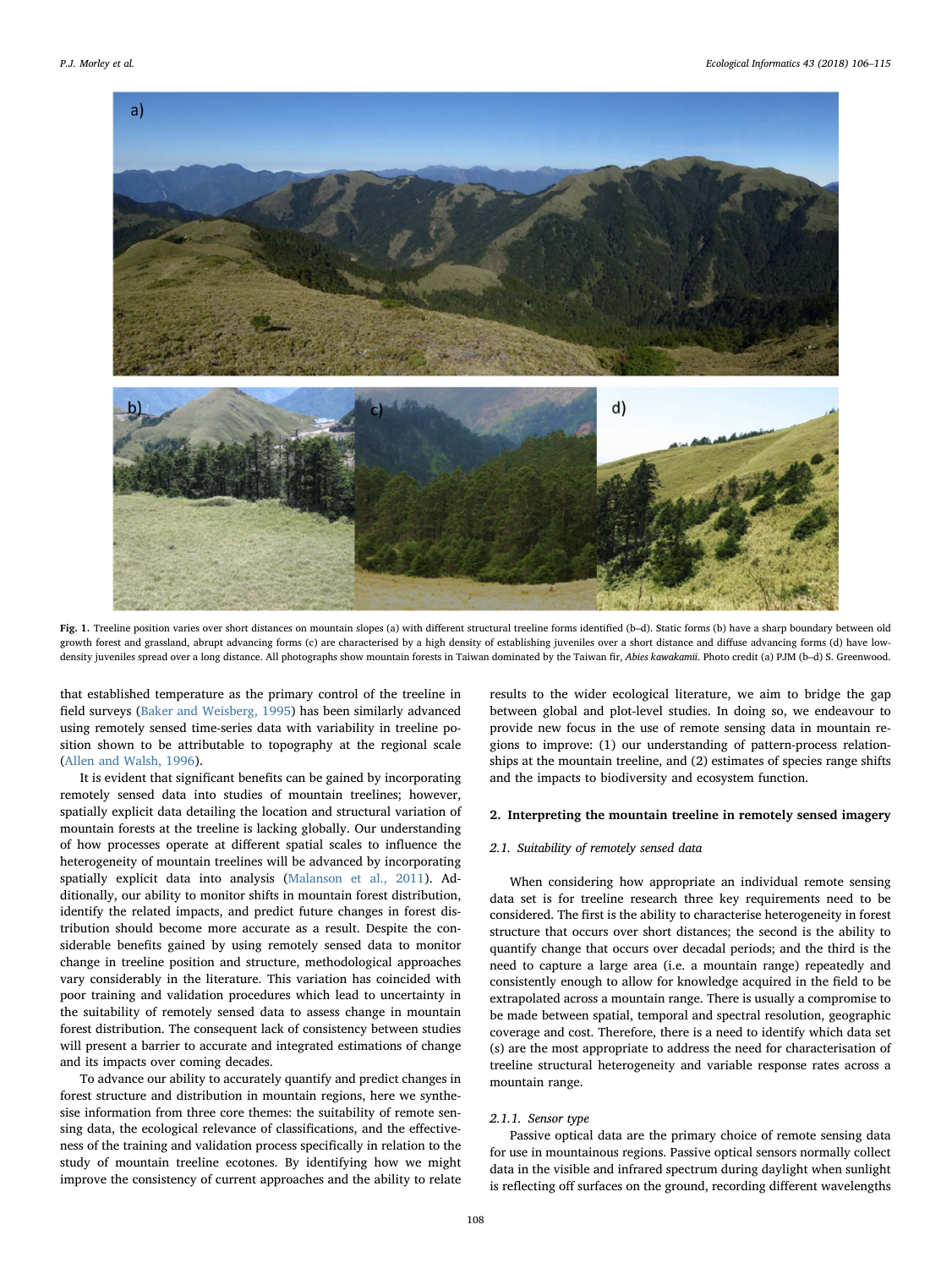Fig. 1. Treeline position varies over short distances on mountain slopes (a) with different structural treeline forms identified (b–d). Static forms (b) have a sharp boundary between old growth forest and grassland, abrupt advancing forms (c) are characterised by a high density of establishing juveniles over a short distance and diffuse advancing forms (d) have low-density juveniles spread over a long distance. All photographs show mountain forests in Taiwan dominated by the Taiwan fir, *Abies kawakamii*. Photo credit (a) PJM (b–d) S. Greenwood.

that established temperature as the primary control of the treeline in field surveys (Baker and Weisberg, 1995) has been similarly advanced using remotely sensed time-series data with variability in treeline position shown to be attributable to topography at the regional scale (Allen and Walsh, 1996).

It is evident that significant benefits can be gained by incorporating remotely sensed data into studies of mountain treelines; however, spatially explicit data detailing the location and structural variation of mountain forests at the treeline is lacking globally. Our understanding of how processes operate at different spatial scales to influence the heterogeneity of mountain treelines will be advanced by incorporating spatially explicit data into analysis (Malanson et al., 2011). Additionally, our ability to monitor shifts in mountain forest distribution, identify the related impacts, and predict future changes in forest distribution should become more accurate as a result. Despite the considerable benefits gained by using remotely sensed data to monitor change in treeline position and structure, methodological approaches vary considerably in the literature. This variation has coincided with poor training and validation procedures which lead to uncertainty in the suitability of remotely sensed data to assess change in mountain forest distribution. The consequent lack of consistency between studies will present a barrier to accurate and integrated estimations of change and its impacts over coming decades.

To advance our ability to accurately quantify and predict changes in forest structure and distribution in mountain regions, here we synthesise information from three core themes: the suitability of remote sensing data, the ecological relevance of classifications, and the effectiveness of the training and validation process specifically in relation to the study of mountain treeline ecotones. By identifying how we might improve the consistency of current approaches and the ability to relate results to the wider ecological literature, we aim to bridge the gap between global and plot-level studies. In doing so, we endeavour to provide new focus in the use of remote sensing data in mountain regions to improve: (1) our understanding of pattern-process relationships at the mountain treeline, and (2) estimates of species range shifts and the impacts to biodiversity and ecosystem function.

## 2. Interpreting the mountain treeline in remotely sensed imagery

### 2.1. Suitability of remotely sensed data

When considering how appropriate an individual remote sensing data set is for treeline research three key requirements need to be considered. The first is the ability to characterise heterogeneity in forest structure that occurs over short distances; the second is the ability to quantify change that occurs over decadal periods; and the third is the need to capture a large area (i.e. a mountain range) repeatedly and consistently enough to allow for knowledge acquired in the field to be extrapolated across a mountain range. There is usually a compromise to be made between spatial, temporal and spectral resolution, geographic coverage and cost. Therefore, there is a need to identify which data set (s) are the most appropriate to address the need for characterisation of treeline structural heterogeneity and variable response rates across a mountain range.

#### 2.1.1. Sensor type

Passive optical data are the primary choice of remote sensing data for use in mountainous regions. Passive optical sensors normally collect data in the visible and infrared spectrum during daylight when sunlight is reflecting off surfaces on the ground, recording different wavelengths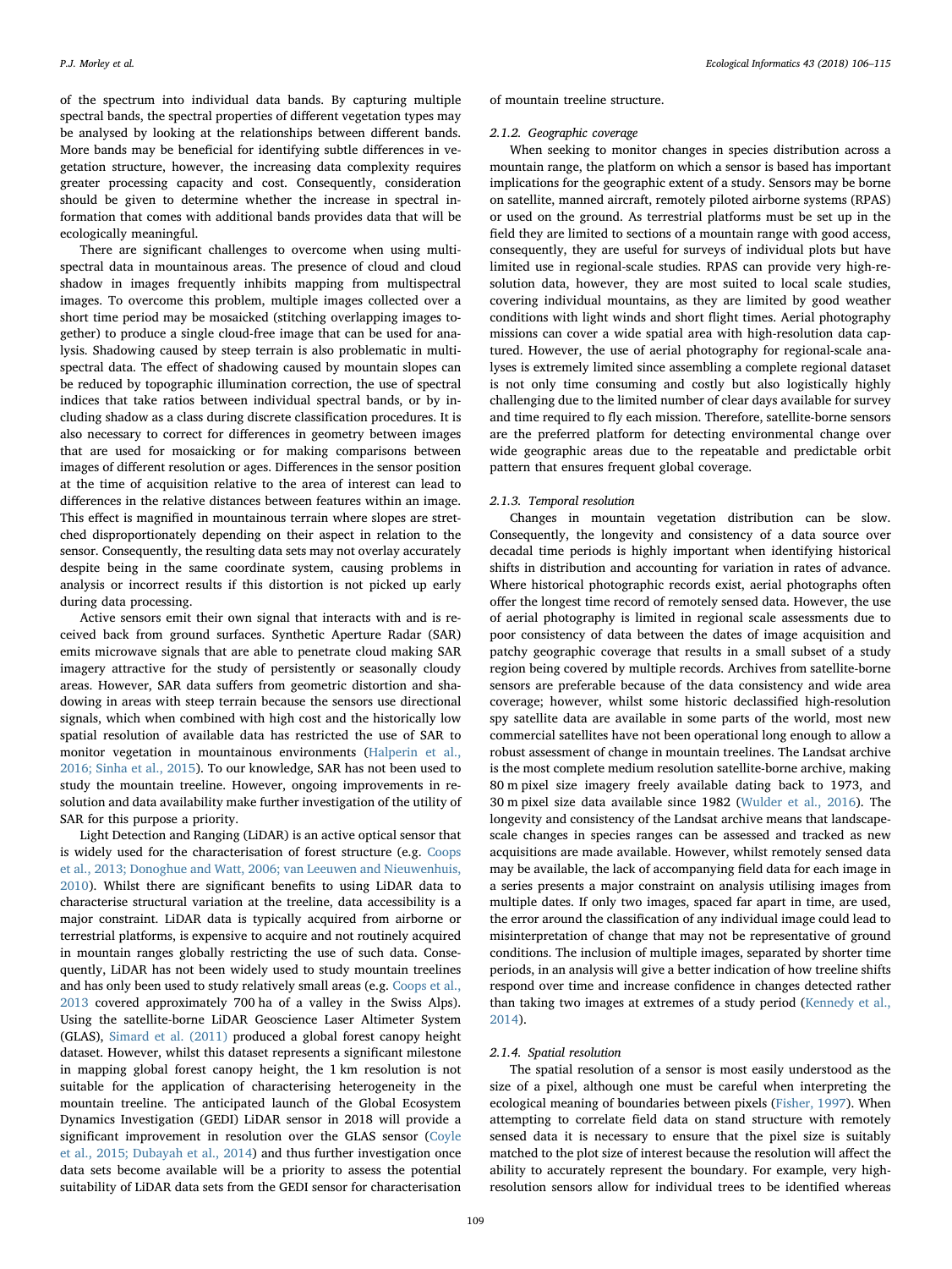of the spectrum into individual data bands. By capturing multiple spectral bands, the spectral properties of different vegetation types may be analysed by looking at the relationships between different bands. More bands may be beneficial for identifying subtle differences in vegetation structure, however, the increasing data complexity requires greater processing capacity and cost. Consequently, consideration should be given to determine whether the increase in spectral information that comes with additional bands provides data that will be ecologically meaningful.

There are significant challenges to overcome when using multispectral data in mountainous areas. The presence of cloud and cloud shadow in images frequently inhibits mapping from multispectral images. To overcome this problem, multiple images collected over a short time period may be mosaicked (stitching overlapping images together) to produce a single cloud-free image that can be used for analysis. Shadowing caused by steep terrain is also problematic in multispectral data. The effect of shadowing caused by mountain slopes can be reduced by topographic illumination correction, the use of spectral indices that take ratios between individual spectral bands, or by including shadow as a class during discrete classification procedures. It is also necessary to correct for differences in geometry between images that are used for mosaicking or for making comparisons between images of different resolution or ages. Differences in the sensor position at the time of acquisition relative to the area of interest can lead to differences in the relative distances between features within an image. This effect is magnified in mountainous terrain where slopes are stretched disproportionately depending on their aspect in relation to the sensor. Consequently, the resulting data sets may not overlay accurately despite being in the same coordinate system, causing problems in analysis or incorrect results if this distortion is not picked up early during data processing.

Active sensors emit their own signal that interacts with and is received back from ground surfaces. Synthetic Aperture Radar (SAR) emits microwave signals that are able to penetrate cloud making SAR imagery attractive for the study of persistently or seasonally cloudy areas. However, SAR data suffers from geometric distortion and shadowing in areas with steep terrain because the sensors use directional signals, which when combined with high cost and the historically low spatial resolution of available data has restricted the use of SAR to monitor vegetation in mountainous environments (Halperin et al., 2016; Sinha et al., 2015). To our knowledge, SAR has not been used to study the mountain treeline. However, ongoing improvements in resolution and data availability make further investigation of the utility of SAR for this purpose a priority.

Light Detection and Ranging (LiDAR) is an active optical sensor that is widely used for the characterisation of forest structure (e.g. Coops et al., 2013; Donoghue and Watt, 2006; van Leeuwen and Nieuwenhuis, 2010). Whilst there are significant benefits to using LiDAR data to characterise structural variation at the treeline, data accessibility is a major constraint. LiDAR data is typically acquired from airborne or terrestrial platforms, is expensive to acquire and not routinely acquired in mountain ranges globally restricting the use of such data. Consequently, LiDAR has not been widely used to study mountain treelines and has only been used to study relatively small areas (e.g. Coops et al., 2013 covered approximately 700 ha of a valley in the Swiss Alps). Using the satellite-borne LiDAR Geoscience Laser Altimeter System (GLAS), Simard et al. (2011) produced a global forest canopy height dataset. However, whilst this dataset represents a significant milestone in mapping global forest canopy height, the 1 km resolution is not suitable for the application of characterising heterogeneity in the mountain treeline. The anticipated launch of the Global Ecosystem Dynamics Investigation (GEDI) LiDAR sensor in 2018 will provide a significant improvement in resolution over the GLAS sensor (Coyle et al., 2015; Dubayah et al., 2014) and thus further investigation once data sets become available will be a priority to assess the potential suitability of LiDAR data sets from the GEDI sensor for characterisation of mountain treeline structure.

#### 2.1.2. Geographic coverage

When seeking to monitor changes in species distribution across a mountain range, the platform on which a sensor is based has important implications for the geographic extent of a study. Sensors may be borne on satellite, manned aircraft, remotely piloted airborne systems (RPAS) or used on the ground. As terrestrial platforms must be set up in the field they are limited to sections of a mountain range with good access, consequently, they are useful for surveys of individual plots but have limited use in regional-scale studies. RPAS can provide very high-resolution data, however, they are most suited to local scale studies, covering individual mountains, as they are limited by good weather conditions with light winds and short flight times. Aerial photography missions can cover a wide spatial area with high-resolution data captured. However, the use of aerial photography for regional-scale analyses is extremely limited since assembling a complete regional dataset is not only time consuming and costly but also logistically highly challenging due to the limited number of clear days available for survey and time required to fly each mission. Therefore, satellite-borne sensors are the preferred platform for detecting environmental change over wide geographic areas due to the repeatable and predictable orbit pattern that ensures frequent global coverage.

#### 2.1.3. Temporal resolution

Changes in mountain vegetation distribution can be slow. Consequently, the longevity and consistency of a data source over decadal time periods is highly important when identifying historical shifts in distribution and accounting for variation in rates of advance. Where historical photographic records exist, aerial photographs often offer the longest time record of remotely sensed data. However, the use of aerial photography is limited in regional scale assessments due to poor consistency of data between the dates of image acquisition and patchy geographic coverage that results in a small subset of a study region being covered by multiple records. Archives from satellite-borne sensors are preferable because of the data consistency and wide area coverage; however, whilst some historic declassified high-resolution spy satellite data are available in some parts of the world, most new commercial satellites have not been operational long enough to allow a robust assessment of change in mountain treelines. The Landsat archive is the most complete medium resolution satellite-borne archive, making 80 m pixel size imagery freely available dating back to 1973, and 30 m pixel size data available since 1982 (Wulder et al., 2016). The longevity and consistency of the Landsat archive means that landscape-scale changes in species ranges can be assessed and tracked as new acquisitions are made available. However, whilst remotely sensed data may be available, the lack of accompanying field data for each image in a series presents a major constraint on analysis utilising images from multiple dates. If only two images, spaced far apart in time, are used, the error around the classification of any individual image could lead to misinterpretation of change that may not be representative of ground conditions. The inclusion of multiple images, separated by shorter time periods, in an analysis will give a better indication of how treeline shifts respond over time and increase confidence in changes detected rather than taking two images at extremes of a study period (Kennedy et al., 2014).

#### 2.1.4. Spatial resolution

The spatial resolution of a sensor is most easily understood as the size of a pixel, although one must be careful when interpreting the ecological meaning of boundaries between pixels (Fisher, 1997). When attempting to correlate field data on stand structure with remotely sensed data it is necessary to ensure that the pixel size is suitably matched to the plot size of interest because the resolution will affect the ability to accurately represent the boundary. For example, very high-resolution sensors allow for individual trees to be identified whereas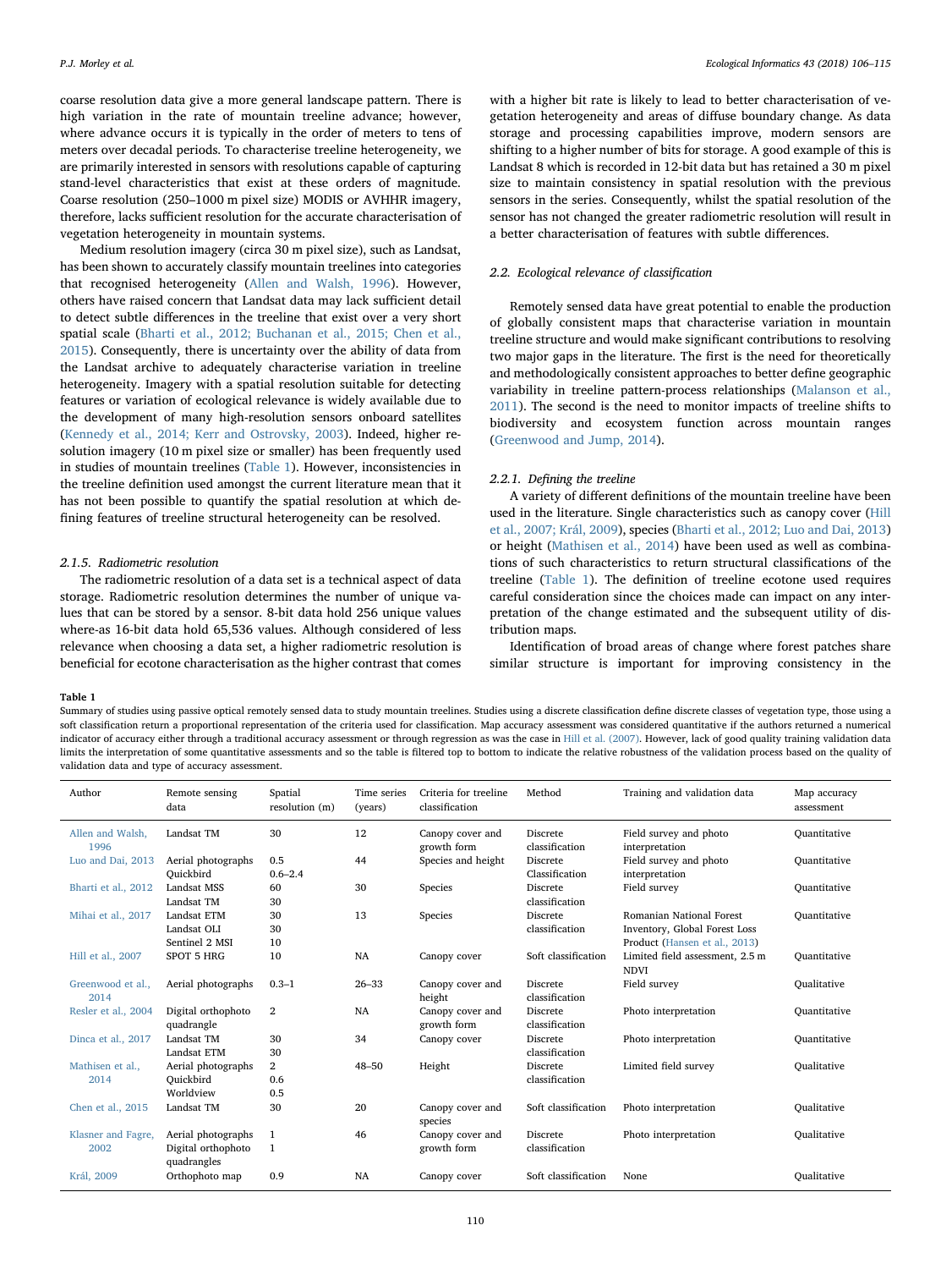coarse resolution data give a more general landscape pattern. There is high variation in the rate of mountain treeline advance; however, where advance occurs it is typically in the order of meters to tens of meters over decadal periods. To characterise treeline heterogeneity, we are primarily interested in sensors with resolutions capable of capturing stand-level characteristics that exist at these orders of magnitude. Coarse resolution (250–1000 m pixel size) MODIS or AVHHR imagery, therefore, lacks sufficient resolution for the accurate characterisation of vegetation heterogeneity in mountain systems.

Medium resolution imagery (circa 30 m pixel size), such as Landsat, has been shown to accurately classify mountain treelines into categories that recognised heterogeneity (Allen and Walsh, 1996). However, others have raised concern that Landsat data may lack sufficient detail to detect subtle differences in the treeline that exist over a very short spatial scale (Bharti et al., 2012; Buchanan et al., 2015; Chen et al., 2015). Consequently, there is uncertainty over the ability of data from the Landsat archive to adequately characterise variation in treeline heterogeneity. Imagery with a spatial resolution suitable for detecting features or variation of ecological relevance is widely available due to the development of many high-resolution sensors onboard satellites (Kennedy et al., 2014; Kerr and Ostrovsky, 2003). Indeed, higher resolution imagery (10 m pixel size or smaller) has been frequently used in studies of mountain treelines (Table 1). However, inconsistencies in the treeline definition used amongst the current literature mean that it has not been possible to quantify the spatial resolution at which defining features of treeline structural heterogeneity can be resolved.

#### 2.1.5. Radiometric resolution

The radiometric resolution of a data set is a technical aspect of data storage. Radiometric resolution determines the number of unique values that can be stored by a sensor. 8-bit data hold 256 unique values where-as 16-bit data hold 65,536 values. Although considered of less relevance when choosing a data set, a higher radiometric resolution is beneficial for ecotone characterisation as the higher contrast that comes with a higher bit rate is likely to lead to better characterisation of vegetation heterogeneity and areas of diffuse boundary change. As data storage and processing capabilities improve, modern sensors are shifting to a higher number of bits for storage. A good example of this is Landsat 8 which is recorded in 12-bit data but has retained a 30 m pixel size to maintain consistency in spatial resolution with the previous sensors in the series. Consequently, whilst the spatial resolution of the sensor has not changed the greater radiometric resolution will result in a better characterisation of features with subtle differences.

### 2.2. Ecological relevance of classification

Remotely sensed data have great potential to enable the production of globally consistent maps that characterise variation in mountain treeline structure and would make significant contributions to resolving two major gaps in the literature. The first is the need for theoretically and methodologically consistent approaches to better define geographic variability in treeline pattern-process relationships (Malanson et al., 2011). The second is the need to monitor impacts of treeline shifts to biodiversity and ecosystem function across mountain ranges (Greenwood and Jump, 2014).

#### 2.2.1. Defining the treeline

A variety of different definitions of the mountain treeline have been used in the literature. Single characteristics such as canopy cover (Hill et al., 2007; Král, 2009), species (Bharti et al., 2012; Luo and Dai, 2013) or height (Mathisen et al., 2014) have been used as well as combinations of such characteristics to return structural classifications of the treeline (Table 1). The definition of treeline ecotone used requires careful consideration since the choices made can impact on any interpretation of the change estimated and the subsequent utility of distribution maps.

Identification of broad areas of change where forest patches share similar structure is important for improving consistency in the

**Table 1**
Summary of studies using passive optical remotely sensed data to study mountain treelines. Studies using a discrete classification define discrete classes of vegetation type, those using a soft classification return a proportional representation of the criteria used for classification. Map accuracy assessment was considered quantitative if the authors returned a numerical indicator of accuracy either through a traditional accuracy assessment or through regression as was the case in Hill et al. (2007). However, lack of good quality training validation data limits the interpretation of some quantitative assessments and so the table is filtered top to bottom to indicate the relative robustness of the validation process based on the quality of validation data and type of accuracy assessment.

| Author | Remote sensing data | Spatial resolution (m) | Time series (years) | Criteria for treeline classification | Method | Training and validation data | Map accuracy assessment |
|---|---|---|---|---|---|---|---|
| Allen and Walsh, 1996 | Landsat TM | 30 | 12 | Canopy cover and growth form | Discrete classification | Field survey and photo interpretation | Quantitative |
| Luo and Dai, 2013 | Aerial photographs<br>Quickbird | 0.5<br>0.6–2.4 | 44 | Species and height | Discrete Classification | Field survey and photo interpretation | Quantitative |
| Bharti et al., 2012 | Landsat MSS<br>Landsat TM | 60<br>30 | 30 | Species | Discrete classification | Field survey | Quantitative |
| Mihai et al., 2017 | Landsat ETM<br>Landsat OLI<br>Sentinel 2 MSI | 30<br>30<br>10 | 13 | Species | Discrete classification | Romanian National Forest Inventory, Global Forest Loss Product (Hansen et al., 2013) | Quantitative |
| Hill et al., 2007 | SPOT 5 HRG | 10 | NA | Canopy cover | Soft classification | Limited field assessment, 2.5 m NDVI | Quantitative |
| Greenwood et al., 2014 | Aerial photographs | 0.3–1 | 26–33 | Canopy cover and height | Discrete classification | Field survey | Qualitative |
| Resler et al., 2004 | Digital orthophoto quadrangle | 2 | NA | Canopy cover and growth form | Discrete classification | Photo interpretation | Quantitative |
| Dinca et al., 2017 | Landsat TM<br>Landsat ETM | 30<br>30 | 34 | Canopy cover | Discrete classification | Photo interpretation | Quantitative |
| Mathisen et al., 2014 | Aerial photographs<br>Quickbird<br>Worldview | 2<br>0.6<br>0.5 | 48–50 | Height | Discrete classification | Limited field survey | Qualitative |
| Chen et al., 2015 | Landsat TM | 30 | 20 | Canopy cover and species | Soft classification | Photo interpretation | Qualitative |
| Klasner and Fagre, 2002 | Aerial photographs<br>Digital orthophoto quadrangles | 1<br>1 | 46 | Canopy cover and growth form | Discrete classification | Photo interpretation | Qualitative |
| Král, 2009 | Orthophoto map | 0.9 | NA | Canopy cover | Soft classification | None | Qualitative |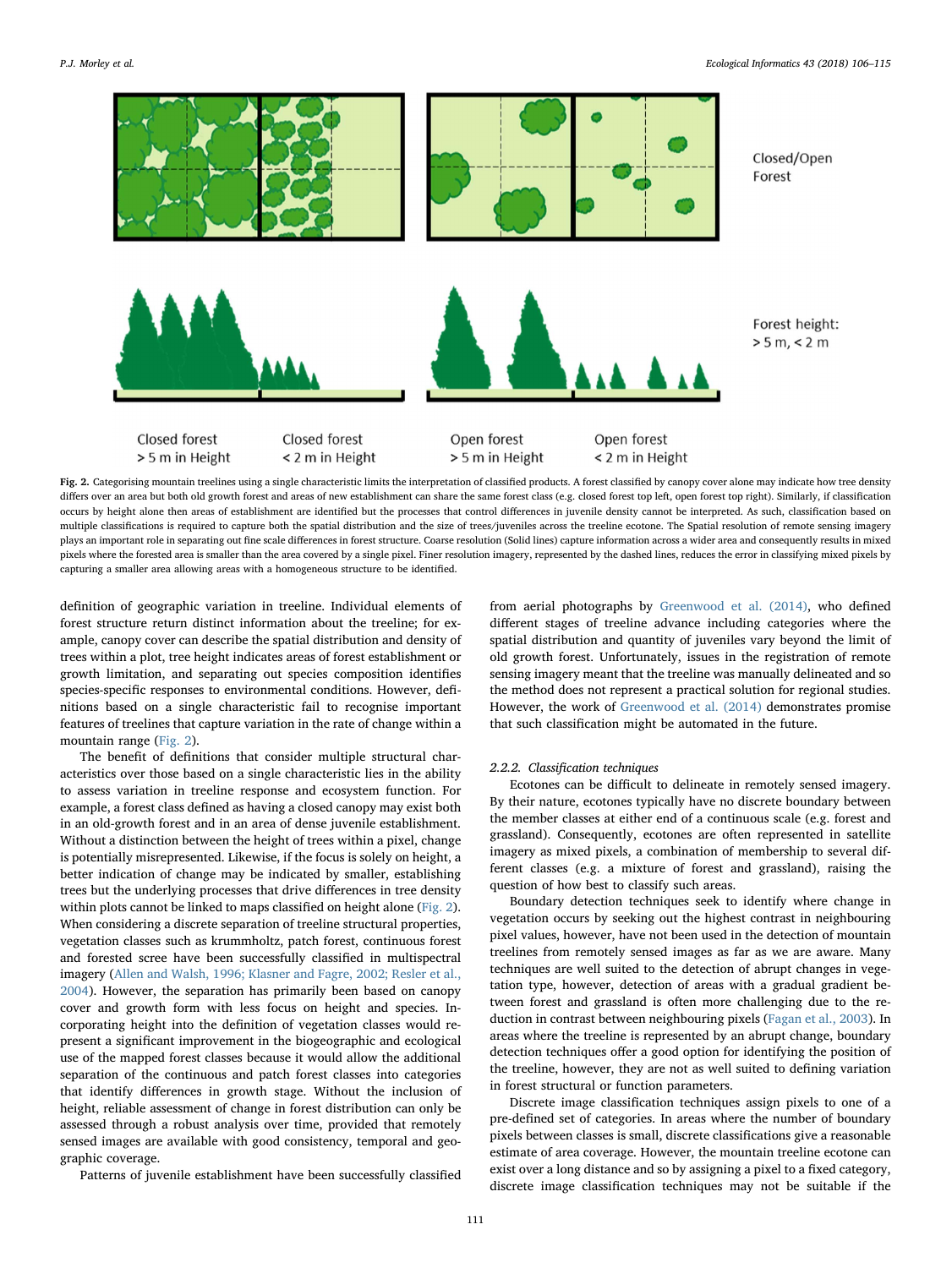Closed/Open Forest

Forest height: > 5 m, < 2 m

Closed forest > 5 m in Height

Closed forest < 2 m in Height

Open forest > 5 m in Height

Open forest < 2 m in Height

**Fig. 2.** Categorising mountain treelines using a single characteristic limits the interpretation of classified products. A forest classified by canopy cover alone may indicate how tree density differs over an area but both old growth forest and areas of new establishment can share the same forest class (e.g. closed forest top left, open forest top right). Similarly, if classification occurs by height alone then areas of establishment are identified but the processes that control differences in juvenile density cannot be interpreted. As such, classification based on multiple classifications is required to capture both the spatial distribution and the size of trees/juveniles across the treeline ecotone. The Spatial resolution of remote sensing imagery plays an important role in separating out fine scale differences in forest structure. Coarse resolution (Solid lines) capture information across a wider area and consequently results in mixed pixels where the forested area is smaller than the area covered by a single pixel. Finer resolution imagery, represented by the dashed lines, reduces the error in classifying mixed pixels by capturing a smaller area allowing areas with a homogeneous structure to be identified.

definition of geographic variation in treeline. Individual elements of forest structure return distinct information about the treeline; for example, canopy cover can describe the spatial distribution and density of trees within a plot, tree height indicates areas of forest establishment or growth limitation, and separating out species composition identifies species-specific responses to environmental conditions. However, definitions based on a single characteristic fail to recognise important features of treelines that capture variation in the rate of change within a mountain range (Fig. 2).

The benefit of definitions that consider multiple structural characteristics over those based on a single characteristic lies in the ability to assess variation in treeline response and ecosystem function. For example, a forest class defined as having a closed canopy may exist both in an old-growth forest and in an area of dense juvenile establishment. Without a distinction between the height of trees within a pixel, change is potentially misrepresented. Likewise, if the focus is solely on height, a better indication of change may be indicated by smaller, establishing trees but the underlying processes that drive differences in tree density within plots cannot be linked to maps classified on height alone (Fig. 2). When considering a discrete separation of treeline structural properties, vegetation classes such as krummholtz, patch forest, continuous forest and forested scree have been successfully classified in multispectral imagery (Allen and Walsh, 1996; Klasner and Fagre, 2002; Resler et al., 2004). However, the separation has primarily been based on canopy cover and growth form with less focus on height and species. Incorporating height into the definition of vegetation classes would represent a significant improvement in the biogeographic and ecological use of the mapped forest classes because it would allow the additional separation of the continuous and patch forest classes into categories that identify differences in growth stage. Without the inclusion of height, reliable assessment of change in forest distribution can only be assessed through a robust analysis over time, provided that remotely sensed images are available with good consistency, temporal and geographic coverage.

Patterns of juvenile establishment have been successfully classified from aerial photographs by Greenwood et al. (2014), who defined different stages of treeline advance including categories where the spatial distribution and quantity of juveniles vary beyond the limit of old growth forest. Unfortunately, issues in the registration of remote sensing imagery meant that the treeline was manually delineated and so the method does not represent a practical solution for regional studies. However, the work of Greenwood et al. (2014) demonstrates promise that such classification might be automated in the future.

#### 2.2.2. Classification techniques

Ecotones can be difficult to delineate in remotely sensed imagery. By their nature, ecotones typically have no discrete boundary between the member classes at either end of a continuous scale (e.g. forest and grassland). Consequently, ecotones are often represented in satellite imagery as mixed pixels, a combination of membership to several different classes (e.g. a mixture of forest and grassland), raising the question of how best to classify such areas.

Boundary detection techniques seek to identify where change in vegetation occurs by seeking out the highest contrast in neighbouring pixel values, however, have not been used in the detection of mountain treelines from remotely sensed images as far as we are aware. Many techniques are well suited to the detection of abrupt changes in vegetation type, however, detection of areas with a gradual gradient between forest and grassland is often more challenging due to the reduction in contrast between neighbouring pixels (Fagan et al., 2003). In areas where the treeline is represented by an abrupt change, boundary detection techniques offer a good option for identifying the position of the treeline, however, they are not as well suited to defining variation in forest structural or function parameters.

Discrete image classification techniques assign pixels to one of a pre-defined set of categories. In areas where the number of boundary pixels between classes is small, discrete classifications give a reasonable estimate of area coverage. However, the mountain treeline ecotone can exist over a long distance and so by assigning a pixel to a fixed category, discrete image classification techniques may not be suitable if the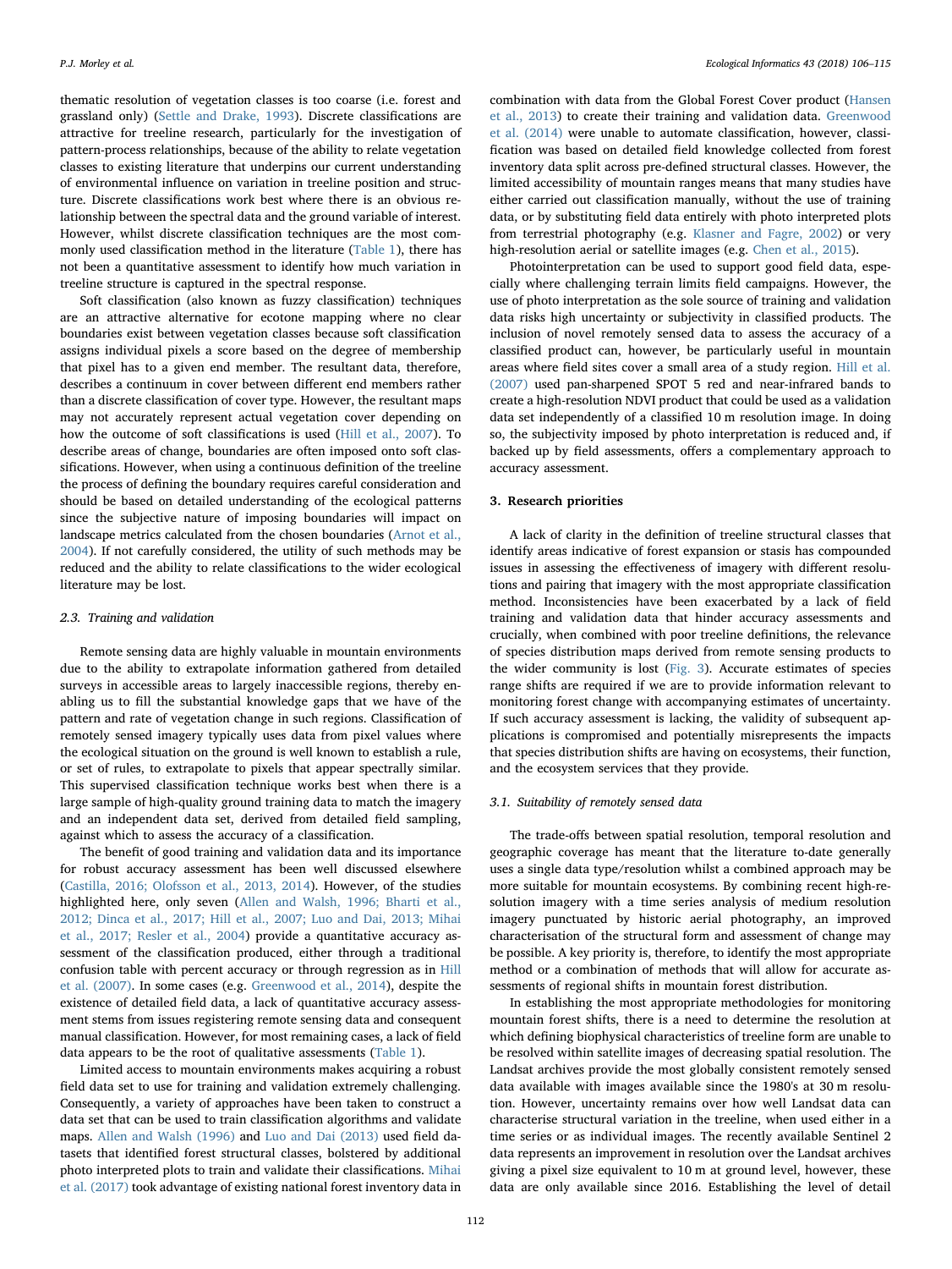thematic resolution of vegetation classes is too coarse (i.e. forest and grassland only) (Settle and Drake, 1993). Discrete classifications are attractive for treeline research, particularly for the investigation of pattern-process relationships, because of the ability to relate vegetation classes to existing literature that underpins our current understanding of environmental influence on variation in treeline position and structure. Discrete classifications work best where there is an obvious relationship between the spectral data and the ground variable of interest. However, whilst discrete classification techniques are the most commonly used classification method in the literature (Table 1), there has not been a quantitative assessment to identify how much variation in treeline structure is captured in the spectral response.

Soft classification (also known as fuzzy classification) techniques are an attractive alternative for ecotone mapping where no clear boundaries exist between vegetation classes because soft classification assigns individual pixels a score based on the degree of membership that pixel has to a given end member. The resultant data, therefore, describes a continuum in cover between different end members rather than a discrete classification of cover type. However, the resultant maps may not accurately represent actual vegetation cover depending on how the outcome of soft classifications is used (Hill et al., 2007). To describe areas of change, boundaries are often imposed onto soft classifications. However, when using a continuous definition of the treeline the process of defining the boundary requires careful consideration and should be based on detailed understanding of the ecological patterns since the subjective nature of imposing boundaries will impact on landscape metrics calculated from the chosen boundaries (Arnot et al., 2004). If not carefully considered, the utility of such methods may be reduced and the ability to relate classifications to the wider ecological literature may be lost.

### 2.3. Training and validation

Remote sensing data are highly valuable in mountain environments due to the ability to extrapolate information gathered from detailed surveys in accessible areas to largely inaccessible regions, thereby enabling us to fill the substantial knowledge gaps that we have of the pattern and rate of vegetation change in such regions. Classification of remotely sensed imagery typically uses data from pixel values where the ecological situation on the ground is well known to establish a rule, or set of rules, to extrapolate to pixels that appear spectrally similar. This supervised classification technique works best when there is a large sample of high-quality ground training data to match the imagery and an independent data set, derived from detailed field sampling, against which to assess the accuracy of a classification.

The benefit of good training and validation data and its importance for robust accuracy assessment has been well discussed elsewhere (Castilla, 2016; Olofsson et al., 2013, 2014). However, of the studies highlighted here, only seven (Allen and Walsh, 1996; Bharti et al., 2012; Dinca et al., 2017; Hill et al., 2007; Luo and Dai, 2013; Mihai et al., 2017; Resler et al., 2004) provide a quantitative accuracy assessment of the classification produced, either through a traditional confusion table with percent accuracy or through regression as in Hill et al. (2007). In some cases (e.g. Greenwood et al., 2014), despite the existence of detailed field data, a lack of quantitative accuracy assessment stems from issues registering remote sensing data and consequent manual classification. However, for most remaining cases, a lack of field data appears to be the root of qualitative assessments (Table 1).

Limited access to mountain environments makes acquiring a robust field data set to use for training and validation extremely challenging. Consequently, a variety of approaches have been taken to construct a data set that can be used to train classification algorithms and validate maps. Allen and Walsh (1996) and Luo and Dai (2013) used field datasets that identified forest structural classes, bolstered by additional photo interpreted plots to train and validate their classifications. Mihai et al. (2017) took advantage of existing national forest inventory data in combination with data from the Global Forest Cover product (Hansen et al., 2013) to create their training and validation data. Greenwood et al. (2014) were unable to automate classification, however, classification was based on detailed field knowledge collected from forest inventory data split across pre-defined structural classes. However, the limited accessibility of mountain ranges means that many studies have either carried out classification manually, without the use of training data, or by substituting field data entirely with photo interpreted plots from terrestrial photography (e.g. Klasner and Fagre, 2002) or very high-resolution aerial or satellite images (e.g. Chen et al., 2015).

Photointerpretation can be used to support good field data, especially where challenging terrain limits field campaigns. However, the use of photo interpretation as the sole source of training and validation data risks high uncertainty or subjectivity in classified products. The inclusion of novel remotely sensed data to assess the accuracy of a classified product can, however, be particularly useful in mountain areas where field sites cover a small area of a study region. Hill et al. (2007) used pan-sharpened SPOT 5 red and near-infrared bands to create a high-resolution NDVI product that could be used as a validation data set independently of a classified 10 m resolution image. In doing so, the subjectivity imposed by photo interpretation is reduced and, if backed up by field assessments, offers a complementary approach to accuracy assessment.

## 3. Research priorities

A lack of clarity in the definition of treeline structural classes that identify areas indicative of forest expansion or stasis has compounded issues in assessing the effectiveness of imagery with different resolutions and pairing that imagery with the most appropriate classification method. Inconsistencies have been exacerbated by a lack of field training and validation data that hinder accuracy assessments and crucially, when combined with poor treeline definitions, the relevance of species distribution maps derived from remote sensing products to the wider community is lost (Fig. 3). Accurate estimates of species range shifts are required if we are to provide information relevant to monitoring forest change with accompanying estimates of uncertainty. If such accuracy assessment is lacking, the validity of subsequent applications is compromised and potentially misrepresents the impacts that species distribution shifts are having on ecosystems, their function, and the ecosystem services that they provide.

### 3.1. Suitability of remotely sensed data

The trade-offs between spatial resolution, temporal resolution and geographic coverage has meant that the literature to-date generally uses a single data type/resolution whilst a combined approach may be more suitable for mountain ecosystems. By combining recent high-resolution imagery with a time series analysis of medium resolution imagery punctuated by historic aerial photography, an improved characterisation of the structural form and assessment of change may be possible. A key priority is, therefore, to identify the most appropriate method or a combination of methods that will allow for accurate assessments of regional shifts in mountain forest distribution.

In establishing the most appropriate methodologies for monitoring mountain forest shifts, there is a need to determine the resolution at which defining biophysical characteristics of treeline form are unable to be resolved within satellite images of decreasing spatial resolution. The Landsat archives provide the most globally consistent remotely sensed data available with images available since the 1980's at 30 m resolution. However, uncertainty remains over how well Landsat data can characterise structural variation in the treeline, when used either in a time series or as individual images. The recently available Sentinel 2 data represents an improvement in resolution over the Landsat archives giving a pixel size equivalent to 10 m at ground level, however, these data are only available since 2016. Establishing the level of detail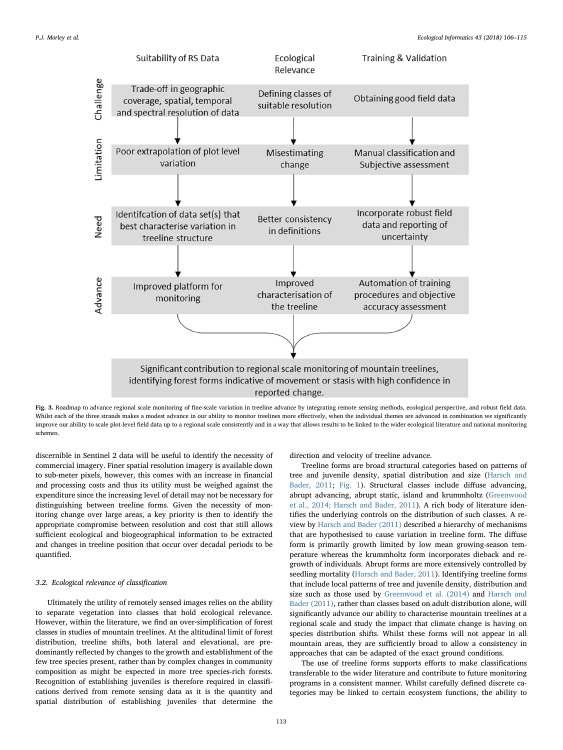Suitability of RS Data

Ecological Relevance

Training & Validation

Challenge

Trade-off in geographic coverage, spatial, temporal and spectral resolution of data

Defining classes of suitable resolution

Obtaining good field data

Limitation

Poor extrapolation of plot level variation

Misestimating change

Manual classification and Subjective assessment

Need

Identifcation of data set(s) that best characterise variation in treeline structure

Better consistency in definitions

Incorporate robust field data and reporting of uncertainty

Advance

Improved platform for monitoring

Improved characterisation of the treeline

Automation of training procedures and objective accuracy assessment

Significant contribution to regional scale monitoring of mountain treelines, identifying forest forms indicative of movement or stasis with high confidence in reported change.

**Fig. 3.** Roadmap to advance regional scale monitoring of fine-scale variation in treeline advance by integrating remote sensing methods, ecological perspective, and robust field data. Whilst each of the three strands makes a modest advance in our ability to monitor treelines more effectively, when the individual themes are advanced in combination we significantly improve our ability to scale plot-level field data up to a regional scale consistently and in a way that allows results to be linked to the wider ecological literature and national monitoring schemes.

discernible in Sentinel 2 data will be useful to identify the necessity of commercial imagery. Finer spatial resolution imagery is available down to sub-meter pixels, however, this comes with an increase in financial and processing costs and thus its utility must be weighed against the expenditure since the increasing level of detail may not be necessary for distinguishing between treeline forms. Given the necessity of monitoring change over large areas, a key priority is then to identify the appropriate compromise between resolution and cost that still allows sufficient ecological and biogeographical information to be extracted and changes in treeline position that occur over decadal periods to be quantified.

### 3.2. Ecological relevance of classification

Ultimately the utility of remotely sensed images relies on the ability to separate vegetation into classes that hold ecological relevance. However, within the literature, we find an over-simplification of forest classes in studies of mountain treelines. At the altitudinal limit of forest distribution, treeline shifts, both lateral and elevational, are predominantly reflected by changes to the growth and establishment of the few tree species present, rather than by complex changes in community composition as might be expected in more tree species-rich forests. Recognition of establishing juveniles is therefore required in classifications derived from remote sensing data as it is the quantity and spatial distribution of establishing juveniles that determine the direction and velocity of treeline advance.

Treeline forms are broad structural categories based on patterns of tree and juvenile density, spatial distribution and size (Harsch and Bader, 2011; Fig. 1). Structural classes include diffuse advancing, abrupt advancing, abrupt static, island and krummholtz (Greenwood et al., 2014; Harsch and Bader, 2011). A rich body of literature identifies the underlying controls on the distribution of such classes. A review by Harsch and Bader (2011) described a hierarchy of mechanisms that are hypothesised to cause variation in treeline form. The diffuse form is primarily growth limited by low mean growing-season temperature whereas the krummholtz form incorporates dieback and regrowth of individuals. Abrupt forms are more extensively controlled by seedling mortality (Harsch and Bader, 2011). Identifying treeline forms that include local patterns of tree and juvenile density, distribution and size such as those used by Greenwood et al. (2014) and Harsch and Bader (2011), rather than classes based on adult distribution alone, will significantly advance our ability to characterise mountain treelines at a regional scale and study the impact that climate change is having on species distribution shifts. Whilst these forms will not appear in all mountain areas, they are sufficiently broad to allow a consistency in approaches that can be adapted of the exact ground conditions.

The use of treeline forms supports efforts to make classifications transferable to the wider literature and contribute to future monitoring programs in a consistent manner. Whilst carefully defined discrete categories may be linked to certain ecosystem functions, the ability to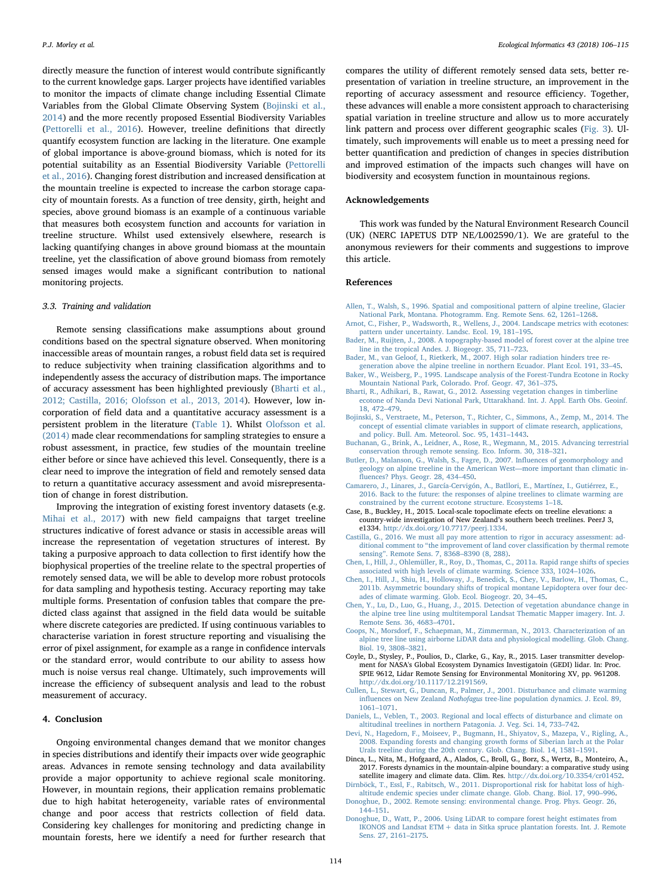directly measure the function of interest would contribute significantly to the current knowledge gaps. Larger projects have identified variables to monitor the impacts of climate change including Essential Climate Variables from the Global Climate Observing System (Bojinski et al., 2014) and the more recently proposed Essential Biodiversity Variables (Pettorelli et al., 2016). However, treeline definitions that directly quantify ecosystem function are lacking in the literature. One example of global importance is above-ground biomass, which is noted for its potential suitability as an Essential Biodiversity Variable (Pettorelli et al., 2016). Changing forest distribution and increased densification at the mountain treeline is expected to increase the carbon storage capacity of mountain forests. As a function of tree density, girth, height and species, above ground biomass is an example of a continuous variable that measures both ecosystem function and accounts for variation in treeline structure. Whilst used extensively elsewhere, research is lacking quantifying changes in above ground biomass at the mountain treeline, yet the classification of above ground biomass from remotely sensed images would make a significant contribution to national monitoring projects.

### 3.3. Training and validation

Remote sensing classifications make assumptions about ground conditions based on the spectral signature observed. When monitoring inaccessible areas of mountain ranges, a robust field data set is required to reduce subjectivity when training classification algorithms and to independently assess the accuracy of distribution maps. The importance of accuracy assessment has been highlighted previously (Bharti et al., 2012; Castilla, 2016; Olofsson et al., 2013, 2014). However, low incorporation of field data and a quantitative accuracy assessment is a persistent problem in the literature (Table 1). Whilst Olofsson et al. (2014) made clear recommendations for sampling strategies to ensure a robust assessment, in practice, few studies of the mountain treeline either before or since have achieved this level. Consequently, there is a clear need to improve the integration of field and remotely sensed data to return a quantitative accuracy assessment and avoid misrepresentation of change in forest distribution.

Improving the integration of existing forest inventory datasets (e.g. Mihai et al., 2017) with new field campaigns that target treeline structures indicative of forest advance or stasis in accessible areas will increase the representation of vegetation structures of interest. By taking a purposive approach to data collection to first identify how the biophysical properties of the treeline relate to the spectral properties of remotely sensed data, we will be able to develop more robust protocols for data sampling and hypothesis testing. Accuracy reporting may take multiple forms. Presentation of confusion tables that compare the predicted class against that assigned in the field data would be suitable where discrete categories are predicted. If using continuous variables to characterise variation in forest structure reporting and visualising the error of pixel assignment, for example as a range in confidence intervals or the standard error, would contribute to our ability to assess how much is noise versus real change. Ultimately, such improvements will increase the efficiency of subsequent analysis and lead to the robust measurement of accuracy.

## 4. Conclusion

Ongoing environmental changes demand that we monitor changes in species distributions and identify their impacts over wide geographic areas. Advances in remote sensing technology and data availability provide a major opportunity to achieve regional scale monitoring. However, in mountain regions, their application remains problematic due to high habitat heterogeneity, variable rates of environmental change and poor access that restricts collection of field data. Considering key challenges for monitoring and predicting change in mountain forests, here we identify a need for further research that compares the utility of different remotely sensed data sets, better representation of variation in treeline structure, an improvement in the reporting of accuracy assessment and resource efficiency. Together, these advances will enable a more consistent approach to characterising spatial variation in treeline structure and allow us to more accurately link pattern and process over different geographic scales (Fig. 3). Ultimately, such improvements will enable us to meet a pressing need for better quantification and prediction of changes in species distribution and improved estimation of the impacts such changes will have on biodiversity and ecosystem function in mountainous regions.

## Acknowledgements

This work was funded by the Natural Environment Research Council (UK) (NERC IAPETUS DTP NE/L002590/1). We are grateful to the anonymous reviewers for their comments and suggestions to improve this article.

## References

Allen, T., Walsh, S., 1996. Spatial and compositional pattern of alpine treeline, Glacier National Park, Montana. Photogramm. Eng. Remote Sens. 62, 1261–1268.

Arnot, C., Fisher, P., Wadsworth, R., Wellens, J., 2004. Landscape metrics with ecotones: pattern under uncertainty. Landsc. Ecol. 19, 181–195.

Bader, M., Ruijten, J., 2008. A topography-based model of forest cover at the alpine tree line in the tropical Andes. J. Biogeogr. 35, 711–723.

Bader, M., van Geloof, I., Rietkerk, M., 2007. High solar radiation hinders tree regeneration above the alpine treeline in northern Ecuador. Plant Ecol. 191, 33–45.

Baker, W., Weisberg, P., 1995. Landscape analysis of the Forest-Tundra Ecotone in Rocky Mountain National Park, Colorado. Prof. Geogr. 47, 361–375.

Bharti, R., Adhikari, B., Rawat, G., 2012. Assessing vegetation changes in timberline ecotone of Nanda Devi National Park, Uttarakhand. Int. J. Appl. Earth Obs. Geoinf. 18, 472–479.

Bojinski, S., Verstraete, M., Peterson, T., Richter, C., Simmons, A., Zemp, M., 2014. The concept of essential climate variables in support of climate research, applications, and policy. Bull. Am. Meteorol. Soc. 95, 1431–1443.

Buchanan, G., Brink, A., Leidner, A., Rose, R., Wegmann, M., 2015. Advancing terrestrial conservation through remote sensing. Eco. Inform. 30, 318–321.

Butler, D., Malanson, G., Walsh, S., Fagre, D., 2007. Influences of geomorphology and geology on alpine treeline in the American West—more important than climatic influences? Phys. Geogr. 28, 434–450.

Camarero, J., Linares, J., García-Cervigón, A., Batllori, E., Martínez, I., Gutiérrez, E., 2016. Back to the future: the responses of alpine treelines to climate warming are constrained by the current ecotone structure. Ecosystems 1–18.

Case, B., Buckley, H., 2015. Local-scale topoclimate efects on treeline elevations: a country-wide investigation of New Zealand's southern beech treelines. PeerJ 3, e1334. http://dx.doi.org/10.7717/peerj.1334.

Castilla, G., 2016. We must all pay more attention to rigor in accuracy assessment: additional comment to "the improvement of land cover classification by thermal remote sensing". Remote Sens. 7, 8368–8390 (8, 288).

Chen, I., Hill, J., Ohlemüller, R., Roy, D., Thomas, C., 2011a. Rapid range shifts of species associated with high levels of climate warming. Science 333, 1024–1026.

Chen, I., Hill, J., Shiu, H., Holloway, J., Benedick, S., Chey, V., Barlow, H., Thomas, C., 2011b. Asymmetric boundary shifts of tropical montane Lepidoptera over four decades of climate warming. Glob. Ecol. Biogeogr. 20, 34–45.

Chen, Y., Lu, D., Luo, G., Huang, J., 2015. Detection of vegetation abundance change in the alpine tree line using multitemporal Landsat Thematic Mapper imagery. Int. J. Remote Sens. 36, 4683–4701.

Coops, N., Morsdorf, F., Schaepman, M., Zimmerman, N., 2013. Characterization of an alpine tree line using airborne LiDAR data and physiological modelling. Glob. Chang. Biol. 19, 3808–3821.

Coyle, D., Stysley, P., Poulios, D., Clarke, G., Kay, R., 2015. Laser transmitter development for NASA's Global Ecosystem Dynamics Investigatoin (GEDI) lidar. In: Proc. SPIE 9612, Lidar Remote Sensing for Environmental Monitoring XV, pp. 961208. http://dx.doi.org/10.1117/12.2191569.

Cullen, L., Stewart, G., Duncan, R., Palmer, J., 2001. Disturbance and climate warming influences on New Zealand *Nothofagus* tree-line population dynamics. J. Ecol. 89, 1061–1071.

Daniels, L., Veblen, T., 2003. Regional and local effects of disturbance and climate on altitudinal treelines in northern Patagonia. J. Veg. Sci. 14, 733–742.

Devi, N., Hagedorn, F., Moiseev, P., Bugmann, H., Shiyatov, S., Mazepa, V., Rigling, A., 2008. Expanding forests and changing growth forms of Siberian larch at the Polar Urals treeline during the 20th century. Glob. Chang. Biol. 14, 1581–1591.

Dinca, L., Nita, M., Hofgaard, A., Alados, C., Broll, G., Borz, S., Wertz, B., Monteiro, A., 2017. Forests dynamics in the mountain-alpine boundary: a comparative study using satellite imagery and climate data. Clim. Res. http://dx.doi.org/10.3354/cr01452.

Dirnböck, T., Essl, F., Rabitsch, W., 2011. Disproportional risk for habitat loss of high-altitude endemic species under climate change. Glob. Chang. Biol. 17, 990–996.

Donoghue, D., 2002. Remote sensing: environmental change. Prog. Phys. Geogr. 26, 144–151.

Donoghue, D., Watt, P., 2006. Using LiDAR to compare forest height estimates from IKONOS and Landsat ETM + data in Sitka spruce plantation forests. Int. J. Remote Sens. 27, 2161–2175.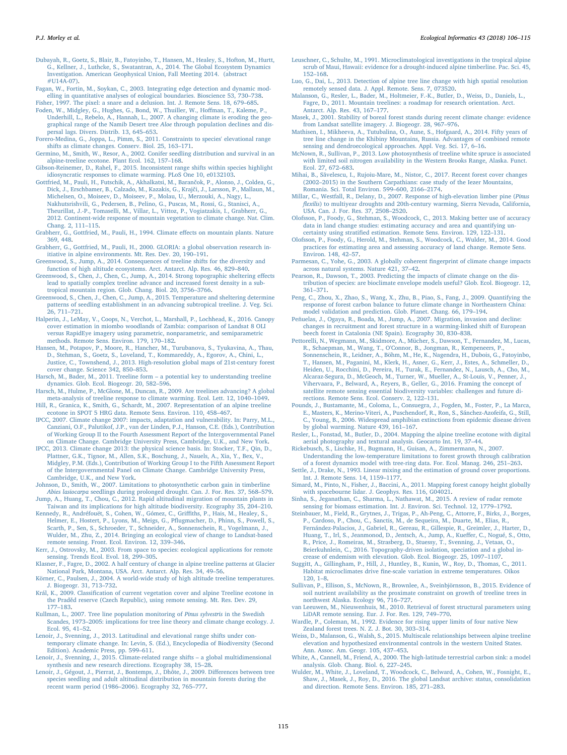Dubayah, R., Goetz, S., Blair, B., Fatoyinbo, T., Hansen, M., Healey, S., Hofton, M., Hurtt, G., Kellner, J., Luthcke, S., Swatantran, A., 2014. The Global Ecosystem Dynamics Investigation. American Geophysical Union, Fall Meeting 2014. (abstract #U14A-07).

Fagan, W., Fortin, M., Soykan, C., 2003. Integrating edge detection and dynamic modelling in quantitative analyses of ecological boundaries. Bioscience 53, 730–738.

Fisher, 1997. The pixel: a snare and a delusion. Int. J. Remote Sens. 18, 679–685.

Foden, W., Midgley, G., Hughes, G., Bond, W., Thuiller, W., Hoffman, T., Kaleme, P., Underhill, L., Rebelo, A., Hannah, L., 2007. A changing climate is eroding the geographical range of the Namib Desert tree *Aloe* through population declines and dispersal lags. Divers. Distrib. 13, 645–653.

Forero-Medina, G., Joppa, L., Pimm, S., 2011. Constraints to species' elevational range shifts as climate changes. Conserv. Biol. 25, 163–171.

Germino, M., Smith, W., Resor, A., 2002. Conifer seedling distribution and survival in an alpine-treeline ecotone. Plant Ecol. 162, 157–168.

Gibson-Reinemer, D., Rahel, F., 2015. Inconsistent range shifts within species highlight idiosyncratic responses to climate warming. PLoS One 10, e0132103.

Gottfried, M., Pauli, H., Futschik, A., Akhalkatsi, M., Barančok, P., Alonso, J., Coldea, G., Dick, J., Erschbamer, B., Calzado, M., Kazakis, G., Krajči, J., Larsson, P., Mallaun, M., Michelsen, O., Moiseev, D., Moiseev, P., Molau, U., Merzouki, A., Nagy, L., Nakhutsrishvili, G., Pedersen, B., Pelino, G., Puscas, M., Rossi, G., Stanisci, A., Theurillat, J.-P., Tomaselli, M., Villar, L., Vittoz, P., Vogiatzakis, I., Grabherr, G., 2012. Continent-wide response of mountain vegetation to climate change. Nat. Clim. Chang. 2, 111–115.

Grabherr, G., Gottfried, M., Pauli, H., 1994. Climate effects on mountain plants. Nature 369, 448.

Grabherr, G., Gottfried, M., Pauli, H., 2000. GLORIA: a global observation research initiative in alpine environments. Mt. Res. Dev. 20, 190–191.

Greenwood, S., Jump, A., 2014. Consequences of treeline shifts for the diversity and function of high altitude ecosystems. Arct. Antarct. Alp. Res. 46, 829–840.

Greenwood, S., Chen, J., Chen, C., Jump, A., 2014. Strong topographic sheltering effects lead to spatially complex treeline advance and increased forest density in a subtropical mountain region. Glob. Chang. Biol. 20, 3756–3766.

Greenwood, S., Chen, J., Chen, C., Jump, A., 2015. Temperature and sheltering determine patterns of seedling establishment in an advancing subtropical treeline. J. Veg. Sci. 26, 711–721.

Halperin, J., LeMay, V., Coops, N., Verchot, L., Marshall, P., Lochhead, K., 2016. Canopy cover estimation in miombo woodlands of Zambia: comparison of Landsat 8 OLI versus RapidEye imagery using parametric, nonparametric, and semiparametric methods. Remote Sens. Environ. 179, 170–182.

Hansen, M., Potapov, P., Moore, R., Hancher, M., Turubanova, S., Tyukavina, A., Thau, D., Stehman, S., Goetz, S., Loveland, T., Kommareddy, A., Egorov, A., Chini, L., Justice, C., Townshend, J., 2013. High-resolution global maps of 21st-century forest cover change. Science 342, 850–853.

Harsch, M., Bader, M., 2011. Treeline form – a potential key to understanding treeline dynamics. Glob. Ecol. Biogeogr. 20, 582–596.

Harsch, M., Hulme, P., McGlone, M., Duncan, R., 2009. Are treelines advancing? A global meta-analysis of treeline response to climate warming. Ecol. Lett. 12, 1040–1049.

Hill, R., Granica, K., Smith, G., Schardt, M., 2007. Representation of an alpine treeline ecotone in SPOT 5 HRG data. Remote Sens. Environ. 110, 458–467.

IPCC, 2007. Climate change 2007: impacts, adaptation and vulnerability. In: Parry, M.L., Canziani, O.F., Palutikof, J.P., van der Linden, P.J., Hanson, C.E. (Eds.), Contribution of Working Group II to the Fourth Assessment Report of the Intergovernmental Panel on Climate Change. Cambridge University Press, Cambridge, U.K., and New York.

IPCC, 2013. Climate change 2013: the physical science basis. In: Stocker, T.F., Qin, D., Plattner, G.K., Tignor, M., Allen, S.K., Boschung, J., Nauels, A., Xia, Y., Bex, V., Midgley, P.M. (Eds.), Contribution of Working Group I to the Fifth Assessment Report of the Intergovernmental Panel on Climate Change. Cambridge University Press, Cambridge, U.K., and New York.

Johnson, D., Smith, W., 2007. Limitations to photosynthetic carbon gain in timberline *Abies lasiocarpa* seedlings during prolonged drought. Can. J. For. Res. 37, 568–579.

Jump, A., Huang, T., Chou, C., 2012. Rapid altitudinal migration of mountain plants in Taiwan and its implications for high altitude biodiversity. Ecography 35, 204–210.

Kennedy, R., Andréfouët, S., Cohen, W., Gómez, C., Griffiths, P., Hais, M., Healey, S., Helmer, E., Hostert, P., Lyons, M., Meigs, G., Pflugmacher, D., Phinn, S., Powell, S., Scarth, P., Sen, S., Schroeder, T., Schneider, A., Sonnenschein, R., Vogelmann, J., Wulder, M., Zhu, Z., 2014. Bringing an ecological view of change to Landsat-based remote sensing. Front. Ecol. Environ. 12, 339–346.

Kerr, J., Ostrovsky, M., 2003. From space to species: ecological applications for remote sensing. Trends Ecol. Evol. 18, 299–305.

Klasner, F., Fagre, D., 2002. A half century of change in alpine treeline patterns at Glacier National Park, Montana, USA. Arct. Antarct. Alp. Res. 34, 49–56.

Körner, C., Paulsen, J., 2004. A world-wide study of high altitude treeline temperatures. J. Biogeogr. 31, 713–732.

Král, K., 2009. Classification of current vegetation cover and alpine Treeline ecotone in the Praděd reserve (Czech Republic), using remote sensing. Mt. Res. Dev. 29, 177–183.

Kullman, L., 2007. Tree line population monitoring of *Pinus sylvestris* in the Swedish Scandes, 1973–2005: implications for tree line theory and climate change ecology. J. Ecol. 95, 41–52.

Lenoir, J., Svenning, J., 2013. Latitudinal and elevational range shifts under contemporary climate change. In: Levin, S. (Ed.), Encyclopedia of Biodiversity (Second Edition). Academic Press, pp. 599–611.

Lenoir, J., Svenning, J., 2015. Climate-related range shifts – a global multidimensional synthesis and new research directions. Ecography 38, 15–28.

Lenoir, J., Gégout, J., Pierrat, J., Bontemps, J., Dhôte, J., 2009. Differences between tree species seedling and adult altitudinal distribution in mountain forests during the recent warm period (1986–2006). Ecography 32, 765–777.

Leuschner, C., Schulte, M., 1991. Microclimatological investigations in the tropical alpine scrub of Maui, Hawaii: evidence for a drought-induced alpine timberline. Pac. Sci. 45, 152–168.

Luo, G., Dai, L., 2013. Detection of alpine tree line change with high spatial resolution remotely sensed data. J. Appl. Remote. Sens. 7, 073520.

Malanson, G., Resler, L., Bader, M., Holtmeier, F.-K., Butler, D., Weiss, D., Daniels, L., Fagre, D., 2011. Mountain treelines: a roadmap for research orientation. Arct. Antarct. Alp. Res. 43, 167–177.

Masek, J., 2001. Stability of boreal forest stands during recent climate change: evidence from Landsat satellite imagery. J. Biogeogr. 28, 967–976.

Mathisen, I., Mikheeva, A., Tutubalina, O., Aune, S., Hofgaard, A., 2014. Fifty years of tree line change in the Khibiny Mountains, Russia. Advantages of combined remote sensing and dendroecological approaches. Appl. Veg. Sci. 17, 6–16.

McNown, R., Sullivan, P., 2013. Low photosynthesis of treeline white spruce is associated with limited soil nitrogen availability in the Western Brooks Range, Alaska. Funct. Ecol. 27, 672–683.

Mihai, B., Săvelescu, I., Rujoiu-Mare, M., Nistor, C., 2017. Recent forest cover changes (2002–2015) in the Southern Carpathians: case study of the Iezer Mountains, Romania. Sci. Total Environ. 599–600, 2166–2174.

Millar, C., Westfall, R., Delany, D., 2007. Response of high-elevation limber pine (*Pinus flexilis*) to multiyear droughts and 20th-century warming, Sierra Nevada, California, USA. Can. J. For. Res. 37, 2508–2520.

Olofsson, P., Foody, G., Stehman, S., Woodcock, C., 2013. Making better use of accuracy data in land change studies: estimating accuracy and area and quantifying uncertainty using stratified estimation. Remote Sens. Environ. 129, 122–131.

Olofsson, P., Foody, G., Herold, M., Stehman, S., Woodcock, C., Wulder, M., 2014. Good practices for estimating area and assessing accuracy of land change. Remote Sens. Environ. 148, 42–57.

Parmesan, C., Yohe, G., 2003. A globally coherent fingerprint of climate change impacts across natural systems. Nature 421, 37–42.

Pearson, R., Dawson, T., 2003. Predicting the impacts of climate change on the distribution of species: are bioclimate envelope models useful? Glob. Ecol. Biogeogr. 12, 361–371.

Peng, C., Zhou, X., Zhao, S., Wang, X., Zhu, B., Piao, S., Fang, J., 2009. Quantifying the response of forest carbon balance to future climate change in Northeastern China: model validation and prediction. Glob. Planet. Chang. 66, 179–194.

Peñuelas, J., Ogaya, R., Boada, M., Jump, A., 2007. Migration, invasion and decline: changes in recruitment and forest structure in a warming-linked shift of European beech forest in Catalonia (NE Spain). Ecography 30, 830–838.

Pettorelli, N., Wegmann, M., Skidmore, A., Mücher, S., Dawson, T., Fernandez, M., Lucas, R., Schaepman, M., Wang, T., O'Connor, B., Jongman, R., Kempeneers, P., Sonnenschein, R., Leidner, A., Böhm, M., He, K., Nagendra, H., Dubois, G., Fatoyinbo, T., Hansen, M., Paganini, M., Klerk, H., Asner, G., Kerr, J., Estes, A., Schmeller, D., Heiden, U., Rocchini, D., Pereira, H., Turak, E., Fernandez, N., Lausch, A., Cho, M., Alcaraz-Segura, D., McGeoch, M., Turner, W., Mueller, A., St-Louis, V., Penner, J., Vihervaara, P., Belward, A., Reyers, B., Geller, G., 2016. Framing the concept of satellite remote sensing essential biodiversity variables: challenges and future directions. Remote Sens. Ecol. Conserv. 2, 122–131.

Pounds, J., Bustamante, M., Coloma, L., Consuegra, J., Fogden, M., Foster, P., La Marca, E., Masters, K., Merino-Viteri, A., Puschendorf, R., Ron, S., Sánchez-Azofeifa, G., Still, C., Young, B., 2006. Widespread amphibian extinctions from epidemic disease driven by global warming. Nature 439, 161–167.

Resler, L., Fonstad, M., Butler, D., 2004. Mapping the alpine treeline ecotone with digital aerial photography and textural analysis. Geocarto Int. 19, 37–44.

Rickebusch, S., Lischke, H., Bugmann, H., Guisan, A., Zimmermann, N., 2007. Understanding the low-temperature limitations to forest growth through calibration of a forest dynamics model with tree-ring data. For. Ecol. Manag. 246, 251–263.

Settle, J., Drake, N., 1993. Linear mixing and the estimation of ground cover proportions. Int. J. Remote Sens. 14, 1159–1177.

Simard, M., Pinto, N., Fisher, J., Baccini, A., 2011. Mapping forest canopy height globally with spacebourne lidar. J. Geophys. Res. 116, G04021.

Sinha, S., Jeganathan, C., Sharma, L., Nathawat, M., 2015. A review of radar remote sensing for biomass estimation. Int. J. Environ. Sci. Technol. 12, 1779–1792.

Steinbauer, M., Field, R., Grytnes, J., Trigas, P., Ah-Peng, C., Attorre, F., Birks, J., Borges, P., Cardoso, P., Chou, C., Sanctis, M., de Sequeira, M., Duarte, M., Elias, R., Fernández-Palacios, J., Gabriel, R., Gereau, R., Gillespie, R., Greimler, J., Harter, D., Huang, T., Irl, S., Jeanmonod, D., Jentsch, A., Jump, A., Kueffer, C., Nogué, S., Otto, R., Price, J., Romeiras, M., Strasberg, D., Stuessy, T., Svenning, J., Vetaas, O., Beierkuhnlein, C., 2016. Topography-driven isolation, speciation and a global increase of endemism with elevation. Glob. Ecol. Biogeogr. 25, 1097–1107.

Suggitt, A., Gillingham, P., Hill, J., Huntley, B., Kunin, W., Roy, D., Thomas, C., 2011. Habitat microclimates drive fine-scale variation in extreme temperatures. Oikos 120, 1–8.

Sullivan, P., Ellison, S., McNown, R., Brownlee, A., Sveinbjörnsson, B., 2015. Evidence of soil nutrient availability as the proximate constraint on growth of treeline trees in northwest Alaska. Ecology 96, 716–727.

van Leeuwen, M., Nieuwenhuis, M., 2010. Retrieval of forest structural parameters using LiDAR remote sensing. Eur. J. For. Res. 129, 749–770.

Wardle, P., Coleman, M., 1992. Evidence for rising upper limits of four native New Zealand forest trees. N. Z. J. Bot. 30, 303–314.

Weiss, D., Malanson, G., Walsh, S., 2015. Multiscale relationships between alpine treeline elevation and hypothesized environmental controls in the western United States. Ann. Assoc. Am. Geogr. 105, 437–453.

White, A., Cannell, M., Friend, A., 2000. The high-latitude terrestrial carbon sink: a model analysis. Glob. Chang. Biol. 6, 227–245.

Wulder, M., White, J., Loveland, T., Woodcock, C., Belward, A., Cohen, W., Fosnight, E., Shaw, J., Masek, J., Roy, D., 2016. The global Landsat archive: status, consolidation and direction. Remote Sens. Environ. 185, 271–283.